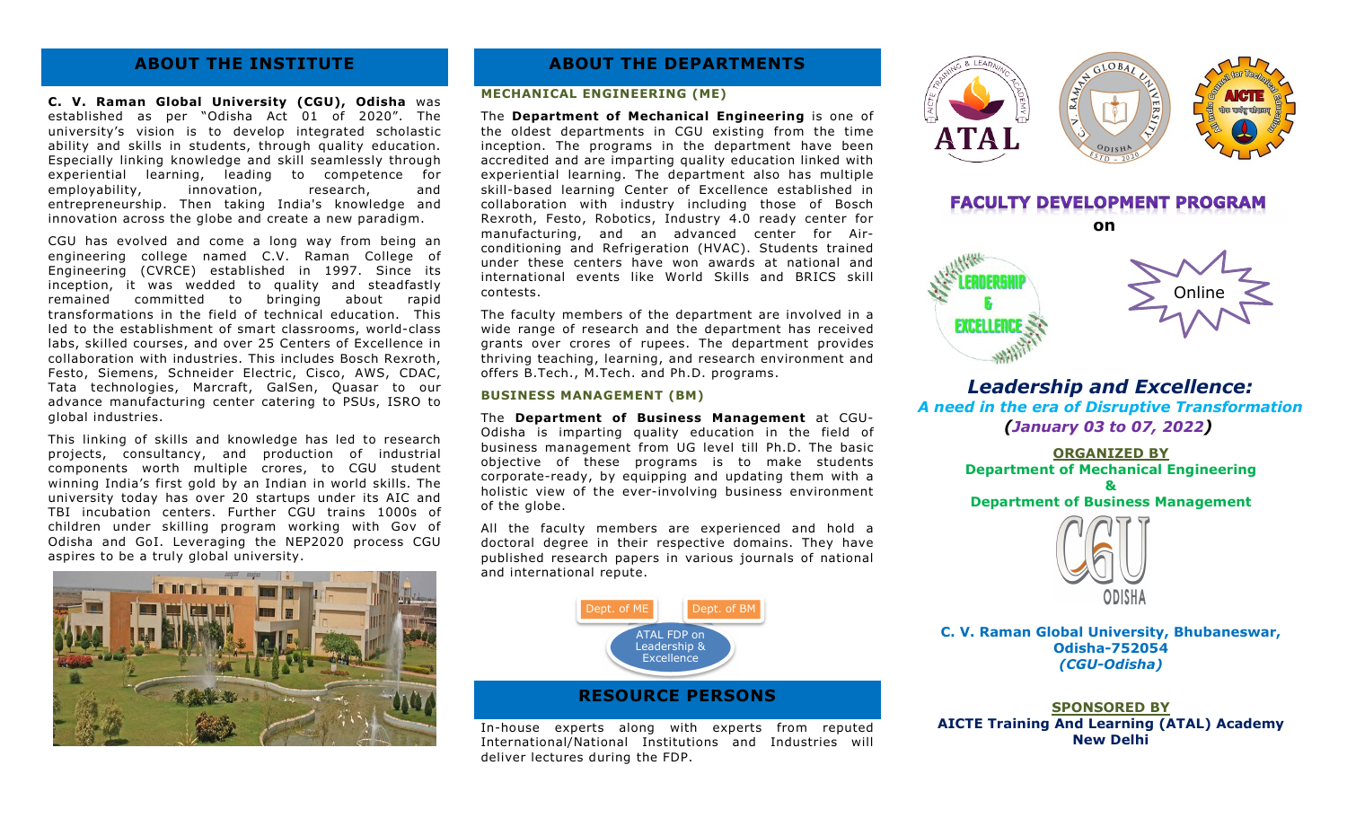## ABOUT THE INSTITUTE

**C. V. Raman Global University (CGU), Odisha** was established as per "Odisha Act 01 of 2020". The university's vision is to develop integrated scholastic ability and skills in students, through quality education. Especially linking knowledge and skill seamlessly through experiential learning, leading to competence for employability, innovation, research, and entrepreneurship. Then taking India's knowledge and innovation across the globe and create a new paradigm.

CGU has evolved and come a long way from being an engineering college named C.V. Raman College of Engineering (CVRCE) established in 1997. Since its inception, it was wedded to quality and steadfastly remained committed to bringing about rapid transformations in the field of technical education. This led to the establishment of smart classrooms, world-class labs, skilled courses, and over 25 Centers of Excellence in collaboration with industries. This includes Bosch Rexroth, Festo, Siemens, Schneider Electric, Cisco, AWS, CDAC, Tata technologies, Marcraft, GalSen, Quasar to our advance manufacturing center catering to PSUs, ISRO to global industries.

This linking of skills and knowledge has led to research projects, consultancy, and production of industrial components worth multiple crores, to CGU student winning India's first gold by an Indian in world skills. The university today has over 20 startups under its AIC and TBI incubation centers. Further CGU trains 1000s of children under skilling program working with Gov of Odisha and GoI. Leveraging the NEP2020 process CGU aspires to be a truly global university.

## ABOUT THE DEPARTMENTS

### MECHANICAL ENGINEERING (ME)

The **Department of Mechanical Engineering** is one of the oldest departments in CGU existing from the time inception. The programs in the department have been accredited and are imparting quality education linked with experiential learning. The department also has multiple skill-based learning Center of Excellence established in collaboration with industry including those of Bosch Rexroth, Festo, Robotics, Industry 4.0 ready center for manufacturing, and an advanced center for Air-conditioning and Refrigeration (HVAC). Students trained under these centers have won awards at national and international events like World Skills and BRICS skill contests.

The faculty members of the department are involved in a wide range of research and the department has received grants over crores of rupees. The department provides thriving teaching, learning, and research environment and offers B.Tech., M.Tech. and Ph.D. programs.

### BUSINESS MANAGEMENT (BM)

The **Department of Business Management** at CGU-Odisha is imparting quality education in the field of business management from UG level till Ph.D. The basic objective of these programs is to make students corporate-ready, by equipping and updating them with a holistic view of the ever-involving business environment of the globe.

All the faculty members are experienced and hold a doctoral degree in their respective domains. They have published research papers in various journals of national and international repute.

Dept. of ME | Dept. of BM

ATAL FDP on Leadership & Excellence

## RESOURCE PERSONS

In-house experts along with experts from reputed International/National Institutions and Industries will deliver lectures during the FDP.

ATAL

## FACULTY DEVELOPMENT PROGRAM

**on**

LEADERSHIP & EXCELLENCE

Online

### *Leadership and Excellence:*

***A need in the era of Disruptive Transformation***

***(January 03 to 07, 2022)***

**ORGANIZED BY**

**Department of Mechanical Engineering**

**&**

**Department of Business Management**

CGU ODISHA

**C. V. Raman Global University, Bhubaneswar, Odisha-752054**

***(CGU-Odisha)***

**SPONSORED BY**

**AICTE Training And Learning (ATAL) Academy New Delhi**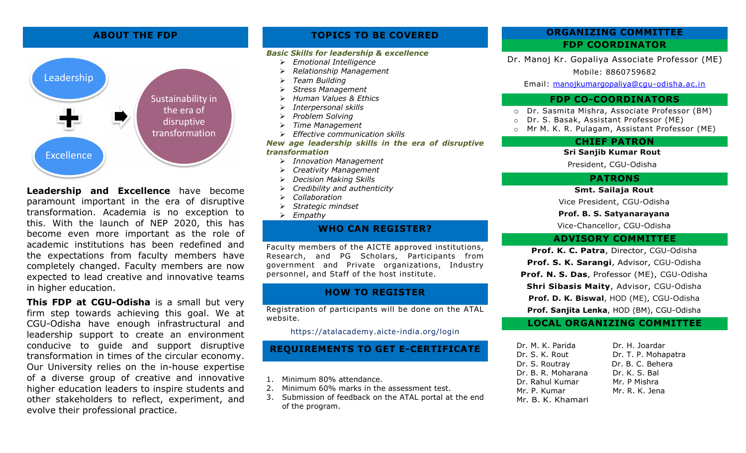## ABOUT THE FDP

Leadership

+

Excellence

Sustainability in the era of disruptive transformation

**Leadership and Excellence** have become paramount important in the era of disruptive transformation. Academia is no exception to this. With the launch of NEP 2020, this has become even more important as the role of academic institutions has been redefined and the expectations from faculty members have completely changed. Faculty members are now expected to lead creative and innovative teams in higher education.

**This FDP at CGU-Odisha** is a small but very firm step towards achieving this goal. We at CGU-Odisha have enough infrastructural and leadership support to create an environment conducive to guide and support disruptive transformation in times of the circular economy. Our University relies on the in-house expertise of a diverse group of creative and innovative higher education leaders to inspire students and other stakeholders to reflect, experiment, and evolve their professional practice.

## TOPICS TO BE COVERED

***Basic Skills for leadership & excellence***

- *Emotional Intelligence*
- *Relationship Management*
- *Team Building*
- *Stress Management*
- *Human Values & Ethics*
- *Interpersonal skills*
- *Problem Solving*
- *Time Management*
- *Effective communication skills*

***New age leadership skills in the era of disruptive transformation***

- *Innovation Management*
- *Creativity Management*
- *Decision Making Skills*
- *Credibility and authenticity*
- *Collaboration*
- *Strategic mindset*
- *Empathy*

## WHO CAN REGISTER?

Faculty members of the AICTE approved institutions, Research, and PG Scholars, Participants from government and Private organizations, Industry personnel, and Staff of the host institute.

## HOW TO REGISTER

Registration of participants will be done on the ATAL website.

https://atalacademy.aicte-india.org/login

## REQUIREMENTS TO GET E-CERTIFICATE

1. Minimum 80% attendance.
2. Minimum 60% marks in the assessment test.
3. Submission of feedback on the ATAL portal at the end of the program.

## ORGANIZING COMMITTEE

### FDP COORDINATOR

Dr. Manoj Kr. Gopaliya Associate Professor (ME)

Mobile: 8860759682

Email: manojkumargopaliya@cgu-odisha.ac.in

### FDP CO-COORDINATORS

- Dr. Sasmita Mishra, Associate Professor (BM)
- Dr. S. Basak, Assistant Professor (ME)
- Mr M. K. R. Pulagam, Assistant Professor (ME)

### CHIEF PATRON

**Sri Sanjib Kumar Rout**

President, CGU-Odisha

### PATRONS

**Smt. Sailaja Rout**

Vice President, CGU-Odisha

**Prof. B. S. Satyanarayana**

Vice-Chancellor, CGU-Odisha

### ADVISORY COMMITTEE

**Prof. K. C. Patra**, Director, CGU-Odisha

**Prof. S. K. Sarangi**, Advisor, CGU-Odisha

**Prof. N. S. Das**, Professor (ME), CGU-Odisha

**Shri Sibasis Maity**, Advisor, CGU-Odisha

**Prof. D. K. Biswal**, HOD (ME), CGU-Odisha

**Prof. Sanjita Lenka**, HOD (BM), CGU-Odisha

### LOCAL ORGANIZING COMMITTEE

Dr. M. K. Parida
Dr. S. K. Rout
Dr. S. Routray
Dr. B. R. Moharana
Dr. Rahul Kumar
Mr. P. Kumar
Mr. B. K. Khamari
Dr. H. Joardar
Dr. T. P. Mohapatra
Dr. B. C. Behera
Dr. K. S. Bal
Mr. P Mishra
Mr. R. K. Jena